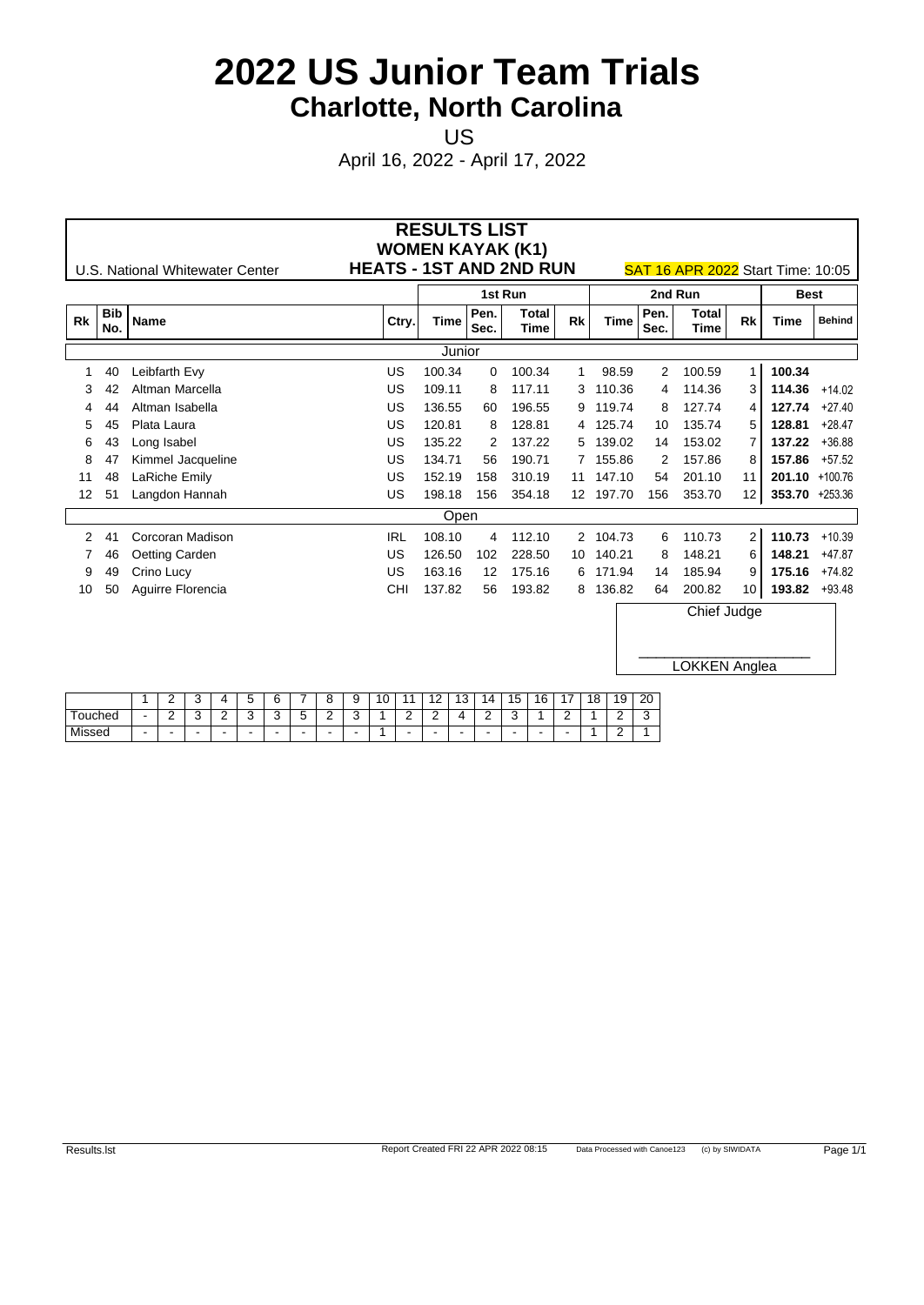# 2022 US Junior Team Trials

## Charlotte, North Carolina

US

April 16, 2022 - April 17, 2022

**RESULTS LIST**
**WOMEN KAYAK (K1)**
**HEATS - 1ST AND 2ND RUN**

U.S. National Whitewater Center

SAT 16 APR 2022 Start Time: 10:05

| Rk | Bib No. | Name | Ctry. | 1st Run Time | 1st Run Pen. Sec. | 1st Run Total Time | 1st Run Rk | 2nd Run Time | 2nd Run Pen. Sec. | 2nd Run Total Time | 2nd Run Rk | Best Time | Behind |
|---|---|---|---|---|---|---|---|---|---|---|---|---|---|
| | | **Junior** | | | | | | | | | | | |
| 1 | 40 | Leibfarth Evy | US | 100.34 | 0 | 100.34 | 1 | 98.59 | 2 | 100.59 | 1 | **100.34** | |
| 3 | 42 | Altman Marcella | US | 109.11 | 8 | 117.11 | 3 | 110.36 | 4 | 114.36 | 3 | **114.36** | +14.02 |
| 4 | 44 | Altman Isabella | US | 136.55 | 60 | 196.55 | 9 | 119.74 | 8 | 127.74 | 4 | **127.74** | +27.40 |
| 5 | 45 | Plata Laura | US | 120.81 | 8 | 128.81 | 4 | 125.74 | 10 | 135.74 | 5 | **128.81** | +28.47 |
| 6 | 43 | Long Isabel | US | 135.22 | 2 | 137.22 | 5 | 139.02 | 14 | 153.02 | 7 | **137.22** | +36.88 |
| 8 | 47 | Kimmel Jacqueline | US | 134.71 | 56 | 190.71 | 7 | 155.86 | 2 | 157.86 | 8 | **157.86** | +57.52 |
| 11 | 48 | LaRiche Emily | US | 152.19 | 158 | 310.19 | 11 | 147.10 | 54 | 201.10 | 11 | **201.10** | +100.76 |
| 12 | 51 | Langdon Hannah | US | 198.18 | 156 | 354.18 | 12 | 197.70 | 156 | 353.70 | 12 | **353.70** | +253.36 |
| | | **Open** | | | | | | | | | | | |
| 2 | 41 | Corcoran Madison | IRL | 108.10 | 4 | 112.10 | 2 | 104.73 | 6 | 110.73 | 2 | **110.73** | +10.39 |
| 7 | 46 | Oetting Carden | US | 126.50 | 102 | 228.50 | 10 | 140.21 | 8 | 148.21 | 6 | **148.21** | +47.87 |
| 9 | 49 | Crino Lucy | US | 163.16 | 12 | 175.16 | 6 | 171.94 | 14 | 185.94 | 9 | **175.16** | +74.82 |
| 10 | 50 | Aguirre Florencia | CHI | 137.82 | 56 | 193.82 | 8 | 136.82 | 64 | 200.82 | 10 | **193.82** | +93.48 |

Chief Judge

_______________________

LOKKEN Anglea

| | 1 | 2 | 3 | 4 | 5 | 6 | 7 | 8 | 9 | 10 | 11 | 12 | 13 | 14 | 15 | 16 | 17 | 18 | 19 | 20 |
|---|---|---|---|---|---|---|---|---|---|---|---|---|---|---|---|---|---|---|---|---|
| Touched | - | 2 | 3 | 2 | 3 | 3 | 5 | 2 | 3 | 1 | 2 | 2 | 4 | 2 | 3 | 1 | 2 | 1 | 2 | 3 |
| Missed | - | - | - | - | - | - | - | - | - | 1 | - | - | - | - | - | - | - | 1 | 2 | 1 |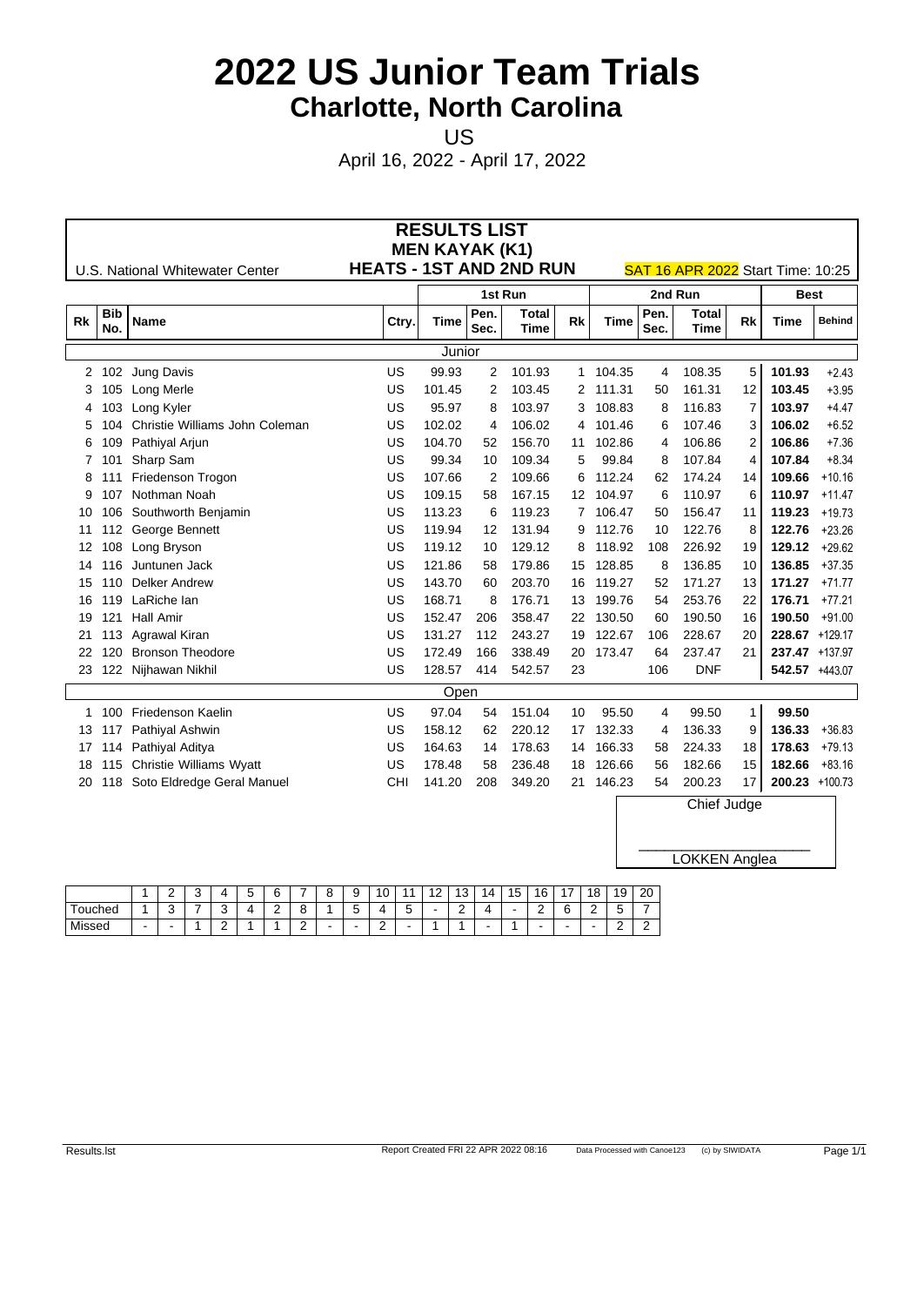# 2022 US Junior Team Trials

## Charlotte, North Carolina

US

April 16, 2022 - April 17, 2022

### RESULTS LIST
### MEN KAYAK (K1)
### HEATS - 1ST AND 2ND RUN

U.S. National Whitewater Center

SAT 16 APR 2022 Start Time: 10:25

| | | | | 1st Run | | | | 2nd Run | | | | Best | |
|---|---|---|---|---|---|---|---|---|---|---|---|---|---|
| Rk | Bib No. | Name | Ctry. | Time | Pen. Sec. | Total Time | Rk | Time | Pen. Sec. | Total Time | Rk | Time | Behind |
| | | **Junior** | | | | | | | | | | | |
| 2 | 102 | Jung Davis | US | 99.93 | 2 | 101.93 | 1 | 104.35 | 4 | 108.35 | 5 | **101.93** | +2.43 |
| 3 | 105 | Long Merle | US | 101.45 | 2 | 103.45 | 2 | 111.31 | 50 | 161.31 | 12 | **103.45** | +3.95 |
| 4 | 103 | Long Kyler | US | 95.97 | 8 | 103.97 | 3 | 108.83 | 8 | 116.83 | 7 | **103.97** | +4.47 |
| 5 | 104 | Christie Williams John Coleman | US | 102.02 | 4 | 106.02 | 4 | 101.46 | 6 | 107.46 | 3 | **106.02** | +6.52 |
| 6 | 109 | Pathiyal Arjun | US | 104.70 | 52 | 156.70 | 11 | 102.86 | 4 | 106.86 | 2 | **106.86** | +7.36 |
| 7 | 101 | Sharp Sam | US | 99.34 | 10 | 109.34 | 5 | 99.84 | 8 | 107.84 | 4 | **107.84** | +8.34 |
| 8 | 111 | Friedenson Trogon | US | 107.66 | 2 | 109.66 | 6 | 112.24 | 62 | 174.24 | 14 | **109.66** | +10.16 |
| 9 | 107 | Nothman Noah | US | 109.15 | 58 | 167.15 | 12 | 104.97 | 6 | 110.97 | 6 | **110.97** | +11.47 |
| 10 | 106 | Southworth Benjamin | US | 113.23 | 6 | 119.23 | 7 | 106.47 | 50 | 156.47 | 11 | **119.23** | +19.73 |
| 11 | 112 | George Bennett | US | 119.94 | 12 | 131.94 | 9 | 112.76 | 10 | 122.76 | 8 | **122.76** | +23.26 |
| 12 | 108 | Long Bryson | US | 119.12 | 10 | 129.12 | 8 | 118.92 | 108 | 226.92 | 19 | **129.12** | +29.62 |
| 14 | 116 | Juntunen Jack | US | 121.86 | 58 | 179.86 | 15 | 128.85 | 8 | 136.85 | 10 | **136.85** | +37.35 |
| 15 | 110 | Delker Andrew | US | 143.70 | 60 | 203.70 | 16 | 119.27 | 52 | 171.27 | 13 | **171.27** | +71.77 |
| 16 | 119 | LaRiche Ian | US | 168.71 | 8 | 176.71 | 13 | 199.76 | 54 | 253.76 | 22 | **176.71** | +77.21 |
| 19 | 121 | Hall Amir | US | 152.47 | 206 | 358.47 | 22 | 130.50 | 60 | 190.50 | 16 | **190.50** | +91.00 |
| 21 | 113 | Agrawal Kiran | US | 131.27 | 112 | 243.27 | 19 | 122.67 | 106 | 228.67 | 20 | **228.67** | +129.17 |
| 22 | 120 | Bronson Theodore | US | 172.49 | 166 | 338.49 | 20 | 173.47 | 64 | 237.47 | 21 | **237.47** | +137.97 |
| 23 | 122 | Nijhawan Nikhil | US | 128.57 | 414 | 542.57 | 23 | | 106 | DNF | | **542.57** | +443.07 |
| | | **Open** | | | | | | | | | | | |
| 1 | 100 | Friedenson Kaelin | US | 97.04 | 54 | 151.04 | 10 | 95.50 | 4 | 99.50 | 1 | **99.50** | |
| 13 | 117 | Pathiyal Ashwin | US | 158.12 | 62 | 220.12 | 17 | 132.33 | 4 | 136.33 | 9 | **136.33** | +36.83 |
| 17 | 114 | Pathiyal Aditya | US | 164.63 | 14 | 178.63 | 14 | 166.33 | 58 | 224.33 | 18 | **178.63** | +79.13 |
| 18 | 115 | Christie Williams Wyatt | US | 178.48 | 58 | 236.48 | 18 | 126.66 | 56 | 182.66 | 15 | **182.66** | +83.16 |
| 20 | 118 | Soto Eldredge Geral Manuel | CHI | 141.20 | 208 | 349.20 | 21 | 146.23 | 54 | 200.23 | 17 | **200.23** | +100.73 |

Chief Judge

\_\_\_\_\_\_\_\_\_\_\_\_\_\_\_\_\_\_\_\_

LOKKEN Anglea

| | 1 | 2 | 3 | 4 | 5 | 6 | 7 | 8 | 9 | 10 | 11 | 12 | 13 | 14 | 15 | 16 | 17 | 18 | 19 | 20 |
|---|---|---|---|---|---|---|---|---|---|---|---|---|---|---|---|---|---|---|---|---|
| Touched | 1 | 3 | 7 | 3 | 4 | 2 | 8 | 1 | 5 | 4 | 5 | - | 2 | 4 | - | 2 | 6 | 2 | 5 | 7 |
| Missed | - | - | 1 | 2 | 1 | 1 | 2 | - | - | 2 | - | 1 | 1 | - | 1 | - | - | - | 2 | 2 |

Results.lst — Report Created FRI 22 APR 2022 08:16 — Data Processed with Canoe123 (c) by SIWIDATA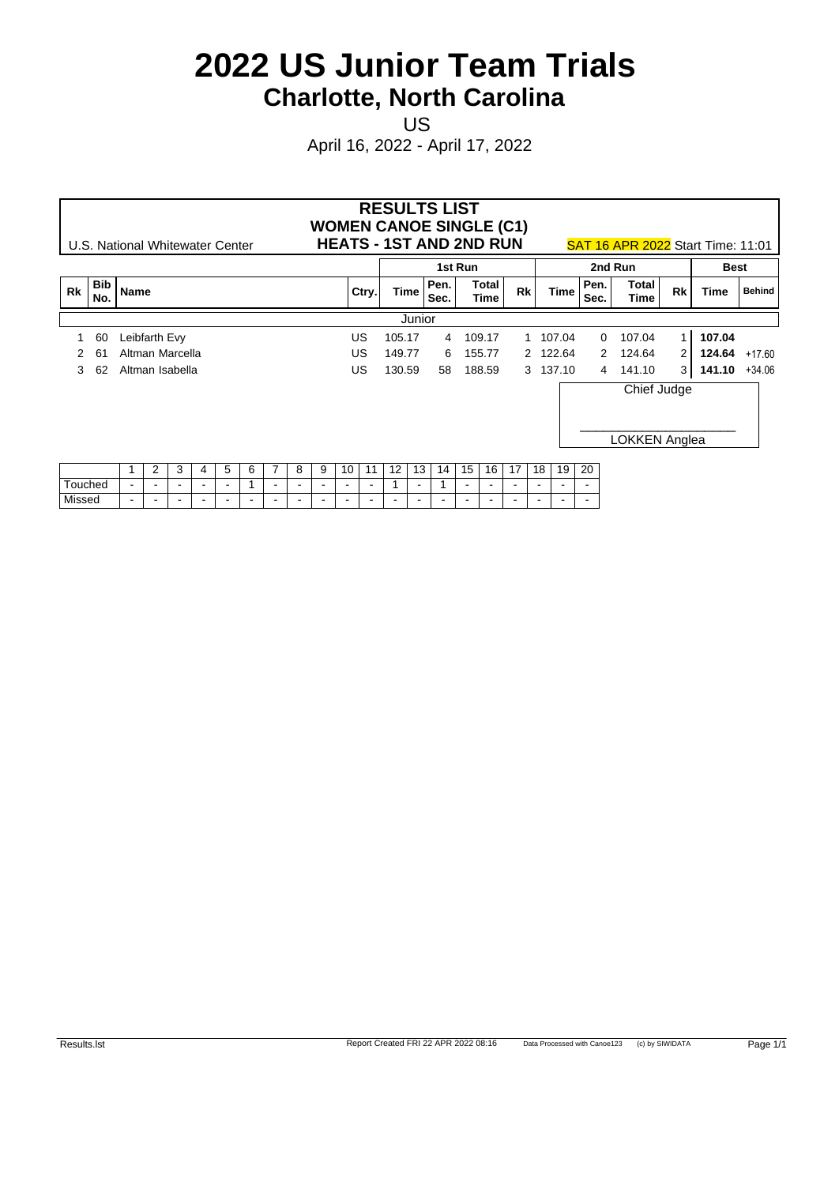# 2022 US Junior Team Trials

## Charlotte, North Carolina

US

April 16, 2022 - April 17, 2022

U.S. National Whitewater Center

**RESULTS LIST**
**WOMEN CANOE SINGLE (C1)**
**HEATS - 1ST AND 2ND RUN**

SAT 16 APR 2022 Start Time: 11:01

| | | | | 1st Run | | | | 2nd Run | | | | Best | |
|---|---|---|---|---|---|---|---|---|---|---|---|---|---|
| Rk | Bib No. | Name | Ctry. | Time | Pen. Sec. | Total Time | Rk | Time | Pen. Sec. | Total Time | Rk | Time | Behind |
| | | | | Junior | | | | | | | | | |
| 1 | 60 | Leibfarth Evy | US | 105.17 | 4 | 109.17 | 1 | 107.04 | 0 | 107.04 | 1 | **107.04** | |
| 2 | 61 | Altman Marcella | US | 149.77 | 6 | 155.77 | 2 | 122.64 | 2 | 124.64 | 2 | **124.64** | +17.60 |
| 3 | 62 | Altman Isabella | US | 130.59 | 58 | 188.59 | 3 | 137.10 | 4 | 141.10 | 3 | **141.10** | +34.06 |

Chief Judge

\_\_\_\_\_\_\_\_\_\_\_\_\_\_\_\_\_\_\_\_

LOKKEN Anglea

| | 1 | 2 | 3 | 4 | 5 | 6 | 7 | 8 | 9 | 10 | 11 | 12 | 13 | 14 | 15 | 16 | 17 | 18 | 19 | 20 |
|---|---|---|---|---|---|---|---|---|---|---|---|---|---|---|---|---|---|---|---|---|
| Touched | - | - | - | - | - | 1 | - | - | - | - | - | 1 | - | 1 | - | - | - | - | - | - |
| Missed | - | - | - | - | - | - | - | - | - | - | - | - | - | - | - | - | - | - | - | - |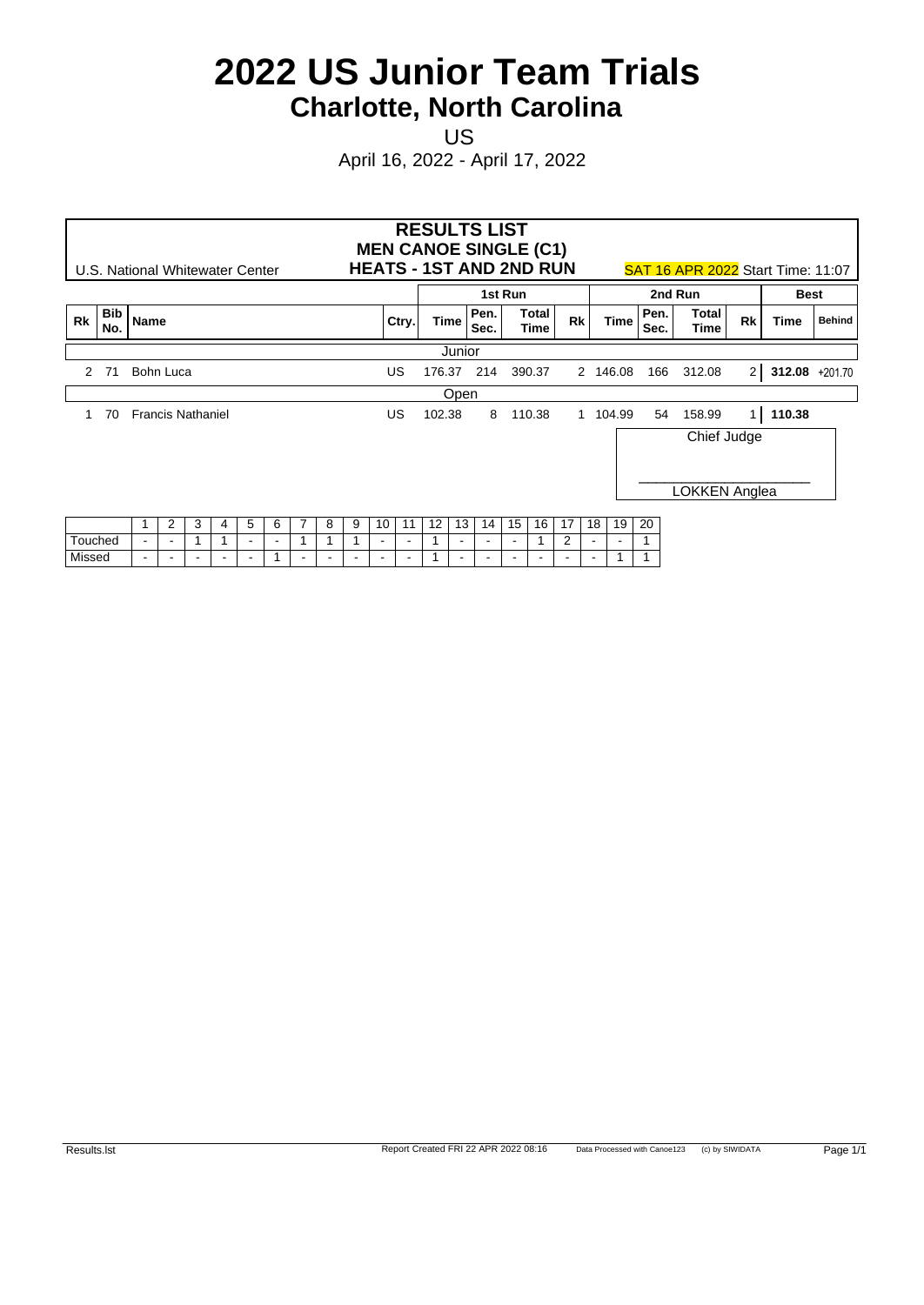# 2022 US Junior Team Trials
## Charlotte, North Carolina

US

April 16, 2022 - April 17, 2022

U.S. National Whitewater Center

**RESULTS LIST**
**MEN CANOE SINGLE (C1)**
**HEATS - 1ST AND 2ND RUN**

SAT 16 APR 2022 Start Time: 11:07

| | | | | 1st Run | | | | 2nd Run | | | | Best | |
|---|---|---|---|---|---|---|---|---|---|---|---|---|---|
| Rk | Bib No. | Name | Ctry. | Time | Pen. Sec. | Total Time | Rk | Time | Pen. Sec. | Total Time | Rk | Time | Behind |
| | | | | Junior | | | | | | | | | |
| 2 | 71 | Bohn Luca | US | 176.37 | 214 | 390.37 | 2 | 146.08 | 166 | 312.08 | 2 | **312.08** | +201.70 |
| | | | | Open | | | | | | | | | |
| 1 | 70 | Francis Nathaniel | US | 102.38 | 8 | 110.38 | 1 | 104.99 | 54 | 158.99 | 1 | **110.38** | |

Chief Judge

____________________

LOKKEN Anglea

| | 1 | 2 | 3 | 4 | 5 | 6 | 7 | 8 | 9 | 10 | 11 | 12 | 13 | 14 | 15 | 16 | 17 | 18 | 19 | 20 |
|---|---|---|---|---|---|---|---|---|---|---|---|---|---|---|---|---|---|---|---|---|
| Touched | - | - | 1 | 1 | - | - | 1 | 1 | 1 | - | - | 1 | - | - | - | 1 | 2 | - | - | 1 |
| Missed | - | - | - | - | - | 1 | - | - | - | - | - | 1 | - | - | - | - | - | - | 1 | 1 |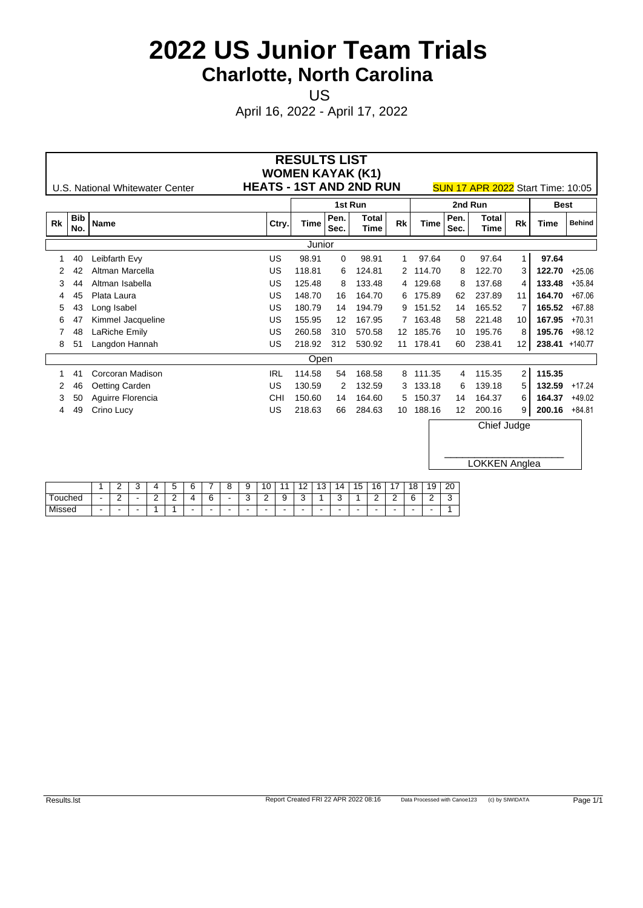# 2022 US Junior Team Trials

## Charlotte, North Carolina

US

April 16, 2022 - April 17, 2022

### RESULTS LIST

### WOMEN KAYAK (K1)

### HEATS - 1ST AND 2ND RUN

U.S. National Whitewater Center

SUN 17 APR 2022 Start Time: 10:05

| | | | | 1st Run | | | | 2nd Run | | | | Best | |
|---|---|---|---|---|---|---|---|---|---|---|---|---|---|
| Rk | Bib No. | Name | Ctry. | Time | Pen. Sec. | Total Time | Rk | Time | Pen. Sec. | Total Time | Rk | Time | Behind |
| | | **Junior** | | | | | | | | | | | |
| 1 | 40 | Leibfarth Evy | US | 98.91 | 0 | 98.91 | 1 | 97.64 | 0 | 97.64 | 1 | **97.64** | |
| 2 | 42 | Altman Marcella | US | 118.81 | 6 | 124.81 | 2 | 114.70 | 8 | 122.70 | 3 | **122.70** | +25.06 |
| 3 | 44 | Altman Isabella | US | 125.48 | 8 | 133.48 | 4 | 129.68 | 8 | 137.68 | 4 | **133.48** | +35.84 |
| 4 | 45 | Plata Laura | US | 148.70 | 16 | 164.70 | 6 | 175.89 | 62 | 237.89 | 11 | **164.70** | +67.06 |
| 5 | 43 | Long Isabel | US | 180.79 | 14 | 194.79 | 9 | 151.52 | 14 | 165.52 | 7 | **165.52** | +67.88 |
| 6 | 47 | Kimmel Jacqueline | US | 155.95 | 12 | 167.95 | 7 | 163.48 | 58 | 221.48 | 10 | **167.95** | +70.31 |
| 7 | 48 | LaRiche Emily | US | 260.58 | 310 | 570.58 | 12 | 185.76 | 10 | 195.76 | 8 | **195.76** | +98.12 |
| 8 | 51 | Langdon Hannah | US | 218.92 | 312 | 530.92 | 11 | 178.41 | 60 | 238.41 | 12 | **238.41** | +140.77 |
| | | **Open** | | | | | | | | | | | |
| 1 | 41 | Corcoran Madison | IRL | 114.58 | 54 | 168.58 | 8 | 111.35 | 4 | 115.35 | 2 | **115.35** | |
| 2 | 46 | Oetting Carden | US | 130.59 | 2 | 132.59 | 3 | 133.18 | 6 | 139.18 | 5 | **132.59** | +17.24 |
| 3 | 50 | Aguirre Florencia | CHI | 150.60 | 14 | 164.60 | 5 | 150.37 | 14 | 164.37 | 6 | **164.37** | +49.02 |
| 4 | 49 | Crino Lucy | US | 218.63 | 66 | 284.63 | 10 | 188.16 | 12 | 200.16 | 9 | **200.16** | +84.81 |

Chief Judge

\_\_\_\_\_\_\_\_\_\_\_\_\_\_\_\_\_\_\_\_

LOKKEN Anglea

| | 1 | 2 | 3 | 4 | 5 | 6 | 7 | 8 | 9 | 10 | 11 | 12 | 13 | 14 | 15 | 16 | 17 | 18 | 19 | 20 |
|---|---|---|---|---|---|---|---|---|---|---|---|---|---|---|---|---|---|---|---|---|
| Touched | - | 2 | - | 2 | 2 | 4 | 6 | - | 3 | 2 | 9 | 3 | 1 | 3 | 1 | 2 | 2 | 6 | 2 | 3 |
| Missed | - | - | - | 1 | 1 | - | - | - | - | - | - | - | - | - | - | - | - | - | - | 1 |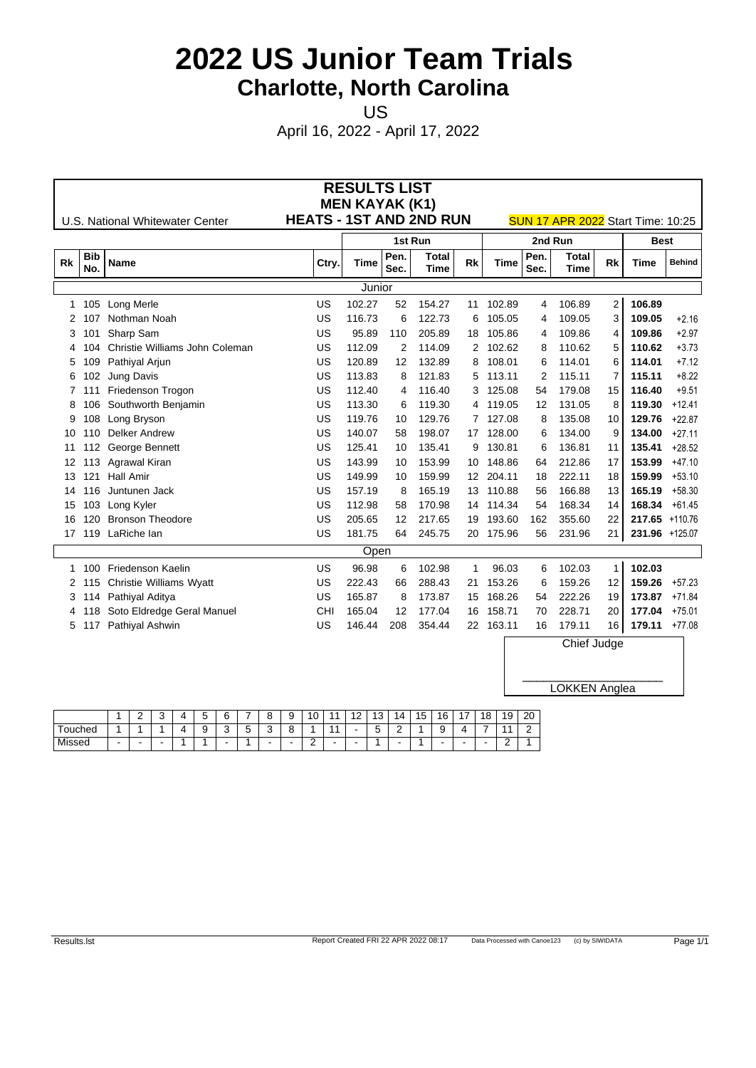# 2022 US Junior Team Trials

## Charlotte, North Carolina

US

April 16, 2022 - April 17, 2022

### RESULTS LIST
### MEN KAYAK (K1)
### HEATS - 1ST AND 2ND RUN

U.S. National Whitewater Center

SUN 17 APR 2022 Start Time: 10:25

| Rk | Bib No. | Name | Ctry. | 1st Run Time | 1st Run Pen. Sec. | 1st Run Total Time | 1st Run Rk | 2nd Run Time | 2nd Run Pen. Sec. | 2nd Run Total Time | 2nd Run Rk | Best Time | Best Behind |
|---|---|---|---|---|---|---|---|---|---|---|---|---|---|
| **Junior** | | | | | | | | | | | | | |
| 1 | 105 | Long Merle | US | 102.27 | 52 | 154.27 | 11 | 102.89 | 4 | 106.89 | 2 | **106.89** | |
| 2 | 107 | Nothman Noah | US | 116.73 | 6 | 122.73 | 6 | 105.05 | 4 | 109.05 | 3 | **109.05** | +2.16 |
| 3 | 101 | Sharp Sam | US | 95.89 | 110 | 205.89 | 18 | 105.86 | 4 | 109.86 | 4 | **109.86** | +2.97 |
| 4 | 104 | Christie Williams John Coleman | US | 112.09 | 2 | 114.09 | 2 | 102.62 | 8 | 110.62 | 5 | **110.62** | +3.73 |
| 5 | 109 | Pathiyal Arjun | US | 120.89 | 12 | 132.89 | 8 | 108.01 | 6 | 114.01 | 6 | **114.01** | +7.12 |
| 6 | 102 | Jung Davis | US | 113.83 | 8 | 121.83 | 5 | 113.11 | 2 | 115.11 | 7 | **115.11** | +8.22 |
| 7 | 111 | Friedenson Trogon | US | 112.40 | 4 | 116.40 | 3 | 125.08 | 54 | 179.08 | 15 | **116.40** | +9.51 |
| 8 | 106 | Southworth Benjamin | US | 113.30 | 6 | 119.30 | 4 | 119.05 | 12 | 131.05 | 8 | **119.30** | +12.41 |
| 9 | 108 | Long Bryson | US | 119.76 | 10 | 129.76 | 7 | 127.08 | 8 | 135.08 | 10 | **129.76** | +22.87 |
| 10 | 110 | Delker Andrew | US | 140.07 | 58 | 198.07 | 17 | 128.00 | 6 | 134.00 | 9 | **134.00** | +27.11 |
| 11 | 112 | George Bennett | US | 125.41 | 10 | 135.41 | 9 | 130.81 | 6 | 136.81 | 11 | **135.41** | +28.52 |
| 12 | 113 | Agrawal Kiran | US | 143.99 | 10 | 153.99 | 10 | 148.86 | 64 | 212.86 | 17 | **153.99** | +47.10 |
| 13 | 121 | Hall Amir | US | 149.99 | 10 | 159.99 | 12 | 204.11 | 18 | 222.11 | 18 | **159.99** | +53.10 |
| 14 | 116 | Juntunen Jack | US | 157.19 | 8 | 165.19 | 13 | 110.88 | 56 | 166.88 | 13 | **165.19** | +58.30 |
| 15 | 103 | Long Kyler | US | 112.98 | 58 | 170.98 | 14 | 114.34 | 54 | 168.34 | 14 | **168.34** | +61.45 |
| 16 | 120 | Bronson Theodore | US | 205.65 | 12 | 217.65 | 19 | 193.60 | 162 | 355.60 | 22 | **217.65** | +110.76 |
| 17 | 119 | LaRiche Ian | US | 181.75 | 64 | 245.75 | 20 | 175.96 | 56 | 231.96 | 21 | **231.96** | +125.07 |
| **Open** | | | | | | | | | | | | | |
| 1 | 100 | Friedenson Kaelin | US | 96.98 | 6 | 102.98 | 1 | 96.03 | 6 | 102.03 | 1 | **102.03** | |
| 2 | 115 | Christie Williams Wyatt | US | 222.43 | 66 | 288.43 | 21 | 153.26 | 6 | 159.26 | 12 | **159.26** | +57.23 |
| 3 | 114 | Pathiyal Aditya | US | 165.87 | 8 | 173.87 | 15 | 168.26 | 54 | 222.26 | 19 | **173.87** | +71.84 |
| 4 | 118 | Soto Eldredge Geral Manuel | CHI | 165.04 | 12 | 177.04 | 16 | 158.71 | 70 | 228.71 | 20 | **177.04** | +75.01 |
| 5 | 117 | Pathiyal Ashwin | US | 146.44 | 208 | 354.44 | 22 | 163.11 | 16 | 179.11 | 16 | **179.11** | +77.08 |

Chief Judge

\_\_\_\_\_\_\_\_\_\_\_\_\_\_\_\_\_\_\_\_

LOKKEN Anglea

| | 1 | 2 | 3 | 4 | 5 | 6 | 7 | 8 | 9 | 10 | 11 | 12 | 13 | 14 | 15 | 16 | 17 | 18 | 19 | 20 |
|---|---|---|---|---|---|---|---|---|---|---|---|---|---|---|---|---|---|---|---|---|
| Touched | 1 | 1 | 1 | 4 | 9 | 3 | 5 | 3 | 8 | 1 | 11 | - | 5 | 2 | 1 | 9 | 4 | 7 | 11 | 2 |
| Missed | - | - | - | 1 | 1 | - | 1 | - | - | 2 | - | - | 1 | - | 1 | - | - | - | 2 | 1 |

Results.lst — Report Created FRI 22 APR 2022 08:17 — Data Processed with Canoe123 (c) by SIWIDATA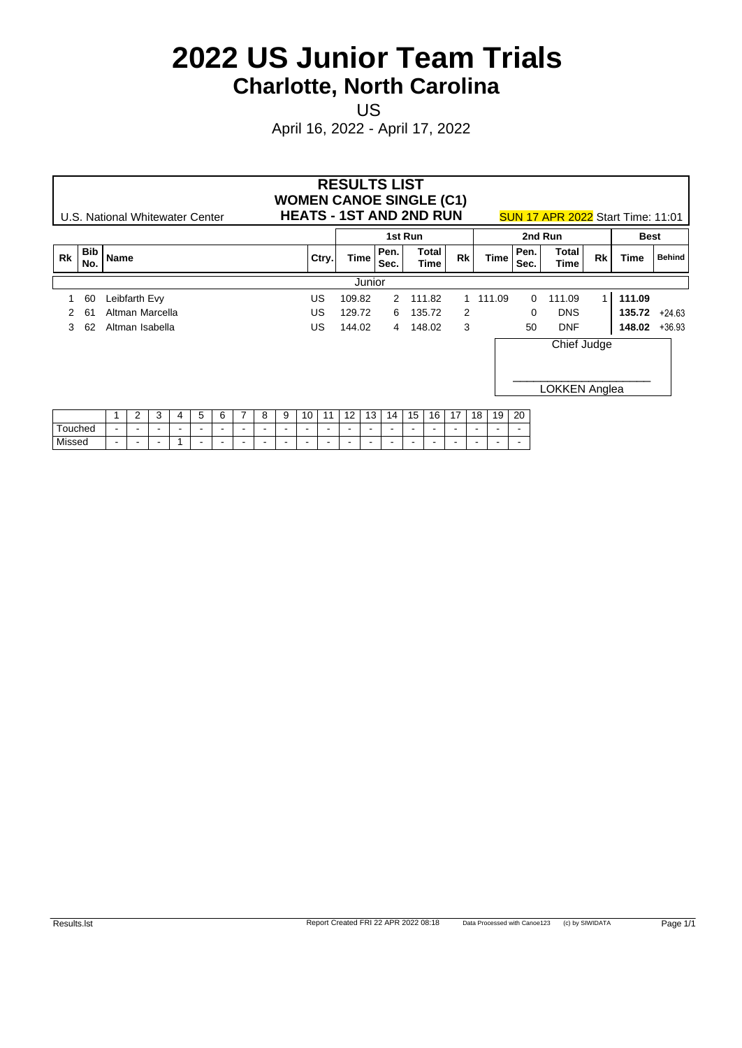# 2022 US Junior Team Trials

## Charlotte, North Carolina

US

April 16, 2022 - April 17, 2022

### RESULTS LIST
### WOMEN CANOE SINGLE (C1)
### HEATS - 1ST AND 2ND RUN

U.S. National Whitewater Center

SUN 17 APR 2022 Start Time: 11:01

| | | | | 1st Run | | | | 2nd Run | | | | Best | |
|---|---|---|---|---|---|---|---|---|---|---|---|---|---|
| Rk | Bib No. | Name | Ctry. | Time | Pen. Sec. | Total Time | Rk | Time | Pen. Sec. | Total Time | Rk | Time | Behind |
| | | | | Junior | | | | | | | | | |
| 1 | 60 | Leibfarth Evy | US | 109.82 | 2 | 111.82 | 1 | 111.09 | 0 | 111.09 | 1 | **111.09** | |
| 2 | 61 | Altman Marcella | US | 129.72 | 6 | 135.72 | 2 | | 0 | DNS | | **135.72** | +24.63 |
| 3 | 62 | Altman Isabella | US | 144.02 | 4 | 148.02 | 3 | | 50 | DNF | | **148.02** | +36.93 |

Chief Judge

\_\_\_\_\_\_\_\_\_\_\_\_\_\_\_\_\_\_\_\_

LOKKEN Anglea

| | 1 | 2 | 3 | 4 | 5 | 6 | 7 | 8 | 9 | 10 | 11 | 12 | 13 | 14 | 15 | 16 | 17 | 18 | 19 | 20 |
|---|---|---|---|---|---|---|---|---|---|---|---|---|---|---|---|---|---|---|---|---|
| Touched | - | - | - | - | - | - | - | - | - | - | - | - | - | - | - | - | - | - | - | - |
| Missed | - | - | - | 1 | - | - | - | - | - | - | - | - | - | - | - | - | - | - | - | - |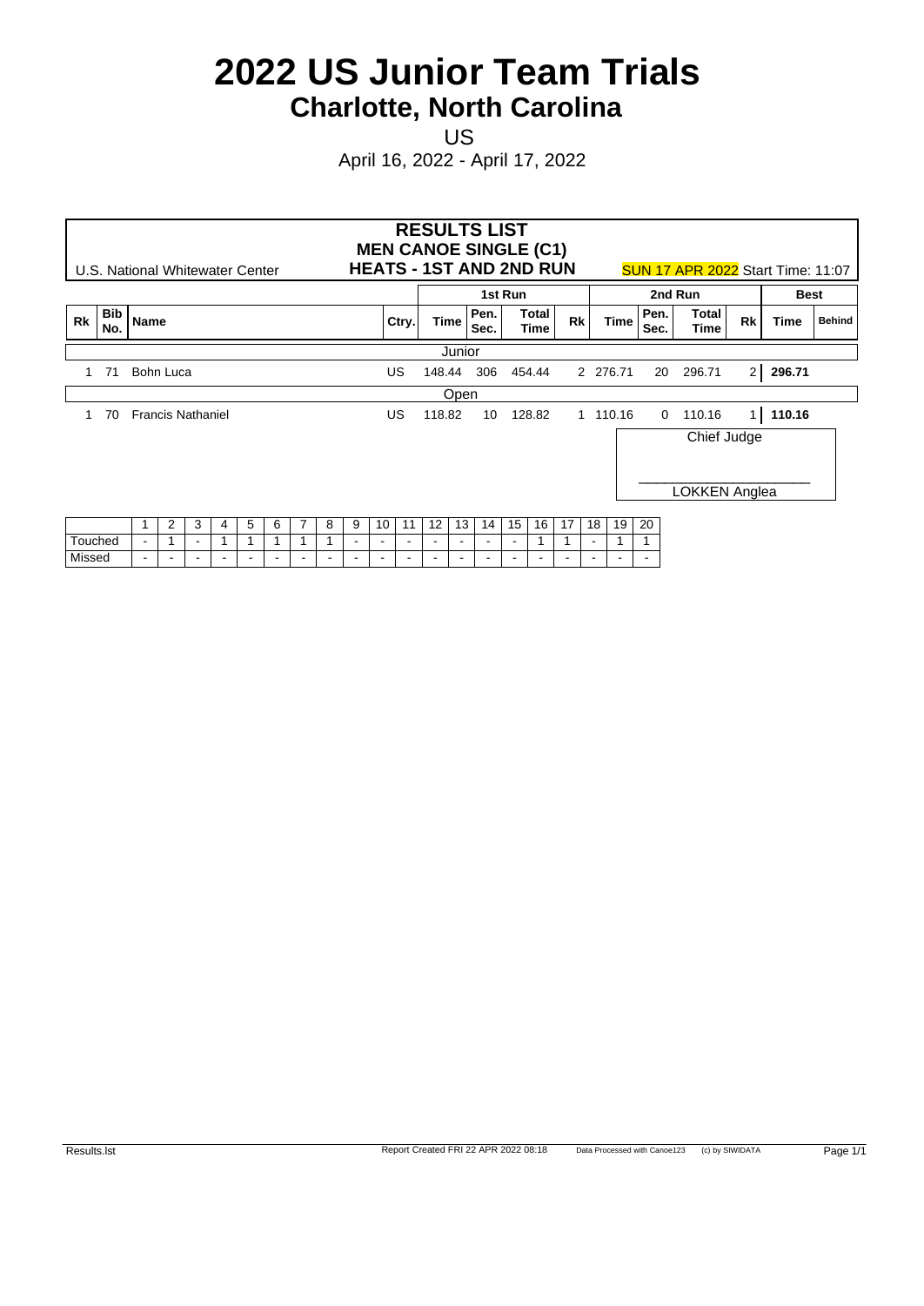# 2022 US Junior Team Trials

## Charlotte, North Carolina

US

April 16, 2022 - April 17, 2022

### RESULTS LIST
### MEN CANOE SINGLE (C1)
### HEATS - 1ST AND 2ND RUN

U.S. National Whitewater Center

SUN 17 APR 2022 Start Time: 11:07

| Rk | Bib No. | Name | Ctry. | 1st Run Time | 1st Run Pen. Sec. | 1st Run Total Time | 1st Run Rk | 2nd Run Time | 2nd Run Pen. Sec. | 2nd Run Total Time | 2nd Run Rk | Best Time | Behind |
|---|---|---|---|---|---|---|---|---|---|---|---|---|---|
| | | | | Junior | | | | | | | | | |
| 1 | 71 | Bohn Luca | US | 148.44 | 306 | 454.44 | 2 | 276.71 | 20 | 296.71 | 2 | **296.71** | |
| | | | | Open | | | | | | | | | |
| 1 | 70 | Francis Nathaniel | US | 118.82 | 10 | 128.82 | 1 | 110.16 | 0 | 110.16 | 1 | **110.16** | |

Chief Judge

\_\_\_\_\_\_\_\_\_\_\_\_\_\_\_\_\_\_\_\_

LOKKEN Anglea

| | 1 | 2 | 3 | 4 | 5 | 6 | 7 | 8 | 9 | 10 | 11 | 12 | 13 | 14 | 15 | 16 | 17 | 18 | 19 | 20 |
|---|---|---|---|---|---|---|---|---|---|---|---|---|---|---|---|---|---|---|---|---|
| Touched | - | 1 | - | 1 | 1 | 1 | 1 | 1 | - | - | - | - | - | - | - | 1 | 1 | - | 1 | 1 |
| Missed | - | - | - | - | - | - | - | - | - | - | - | - | - | - | - | - | - | - | - | - |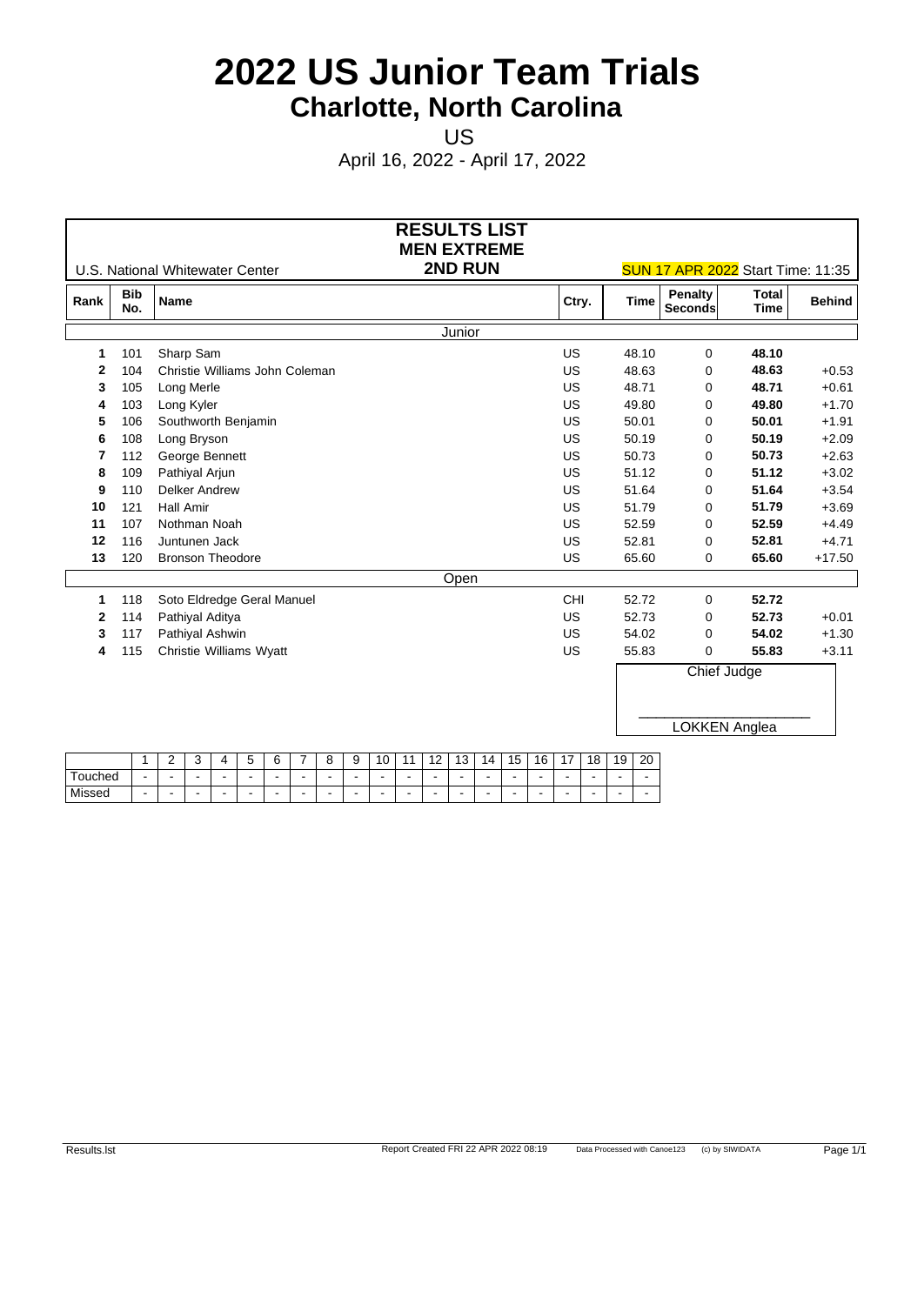# 2022 US Junior Team Trials

## Charlotte, North Carolina

US

April 16, 2022 - April 17, 2022

### RESULTS LIST
### MEN EXTREME
### 2ND RUN

U.S. National Whitewater Center

SUN 17 APR 2022 Start Time: 11:35

| Rank | Bib No. | Name | Ctry. | Time | Penalty Seconds | Total Time | Behind |
|---|---|---|---|---|---|---|---|
| | | **Junior** | | | | | |
| 1 | 101 | Sharp Sam | US | 48.10 | 0 | **48.10** | |
| 2 | 104 | Christie Williams John Coleman | US | 48.63 | 0 | **48.63** | +0.53 |
| 3 | 105 | Long Merle | US | 48.71 | 0 | **48.71** | +0.61 |
| 4 | 103 | Long Kyler | US | 49.80 | 0 | **49.80** | +1.70 |
| 5 | 106 | Southworth Benjamin | US | 50.01 | 0 | **50.01** | +1.91 |
| 6 | 108 | Long Bryson | US | 50.19 | 0 | **50.19** | +2.09 |
| 7 | 112 | George Bennett | US | 50.73 | 0 | **50.73** | +2.63 |
| 8 | 109 | Pathiyal Arjun | US | 51.12 | 0 | **51.12** | +3.02 |
| 9 | 110 | Delker Andrew | US | 51.64 | 0 | **51.64** | +3.54 |
| 10 | 121 | Hall Amir | US | 51.79 | 0 | **51.79** | +3.69 |
| 11 | 107 | Nothman Noah | US | 52.59 | 0 | **52.59** | +4.49 |
| 12 | 116 | Juntunen Jack | US | 52.81 | 0 | **52.81** | +4.71 |
| 13 | 120 | Bronson Theodore | US | 65.60 | 0 | **65.60** | +17.50 |
| | | **Open** | | | | | |
| 1 | 118 | Soto Eldredge Geral Manuel | CHI | 52.72 | 0 | **52.72** | |
| 2 | 114 | Pathiyal Aditya | US | 52.73 | 0 | **52.73** | +0.01 |
| 3 | 117 | Pathiyal Ashwin | US | 54.02 | 0 | **54.02** | +1.30 |
| 4 | 115 | Christie Williams Wyatt | US | 55.83 | 0 | **55.83** | +3.11 |

Chief Judge

\_\_\_\_\_\_\_\_\_\_\_\_\_\_\_\_\_\_\_\_\_\_

LOKKEN Anglea

| | 1 | 2 | 3 | 4 | 5 | 6 | 7 | 8 | 9 | 10 | 11 | 12 | 13 | 14 | 15 | 16 | 17 | 18 | 19 | 20 |
|---|---|---|---|---|---|---|---|---|---|---|---|---|---|---|---|---|---|---|---|---|
| Touched | - | - | - | - | - | - | - | - | - | - | - | - | - | - | - | - | - | - | - | - |
| Missed | - | - | - | - | - | - | - | - | - | - | - | - | - | - | - | - | - | - | - | - |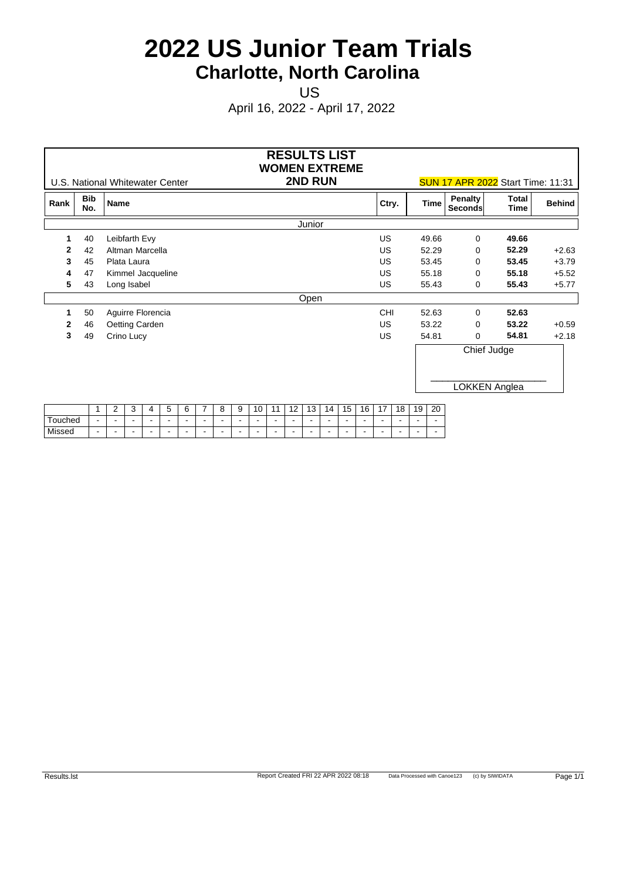# 2022 US Junior Team Trials

## Charlotte, North Carolina

US

April 16, 2022 - April 17, 2022

### RESULTS LIST
### WOMEN EXTREME
### 2ND RUN

U.S. National Whitewater Center

SUN 17 APR 2022 Start Time: 11:31

| Rank | Bib No. | Name | Ctry. | Time | Penalty Seconds | Total Time | Behind |
|---|---|---|---|---|---|---|---|
| | | Junior | | | | | |
| 1 | 40 | Leibfarth Evy | US | 49.66 | 0 | **49.66** | |
| 2 | 42 | Altman Marcella | US | 52.29 | 0 | **52.29** | +2.63 |
| 3 | 45 | Plata Laura | US | 53.45 | 0 | **53.45** | +3.79 |
| 4 | 47 | Kimmel Jacqueline | US | 55.18 | 0 | **55.18** | +5.52 |
| 5 | 43 | Long Isabel | US | 55.43 | 0 | **55.43** | +5.77 |
| | | Open | | | | | |
| 1 | 50 | Aguirre Florencia | CHI | 52.63 | 0 | **52.63** | |
| 2 | 46 | Oetting Carden | US | 53.22 | 0 | **53.22** | +0.59 |
| 3 | 49 | Crino Lucy | US | 54.81 | 0 | **54.81** | +2.18 |

Chief Judge

____________________

LOKKEN Anglea

| | 1 | 2 | 3 | 4 | 5 | 6 | 7 | 8 | 9 | 10 | 11 | 12 | 13 | 14 | 15 | 16 | 17 | 18 | 19 | 20 |
|---|---|---|---|---|---|---|---|---|---|---|---|---|---|---|---|---|---|---|---|---|
| Touched | - | - | - | - | - | - | - | - | - | - | - | - | - | - | - | - | - | - | - | - |
| Missed | - | - | - | - | - | - | - | - | - | - | - | - | - | - | - | - | - | - | - | - |